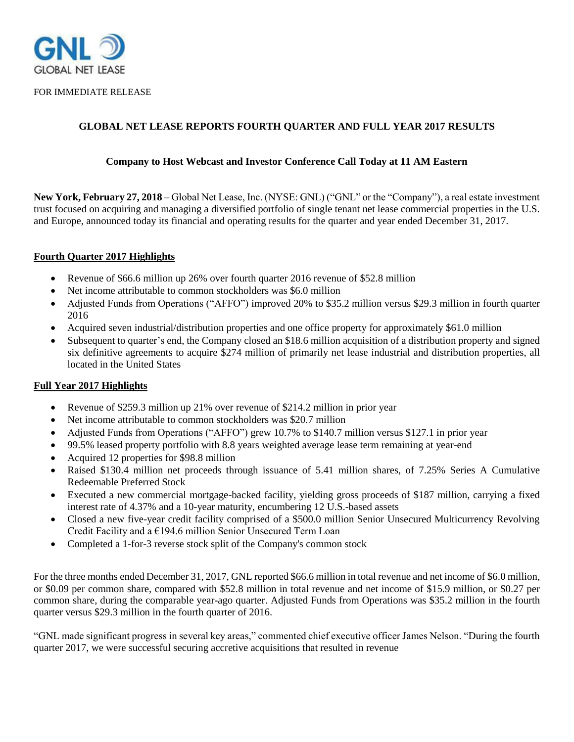GNL GLOBAL NET LEASE

FOR IMMEDIATE RELEASE

# GLOBAL NET LEASE REPORTS FOURTH QUARTER AND FULL YEAR 2017 RESULTS

**Company to Host Webcast and Investor Conference Call Today at 11 AM Eastern**

**New York, February 27, 2018** – Global Net Lease, Inc. (NYSE: GNL) ("GNL" or the "Company"), a real estate investment trust focused on acquiring and managing a diversified portfolio of single tenant net lease commercial properties in the U.S. and Europe, announced today its financial and operating results for the quarter and year ended December 31, 2017.

## Fourth Quarter 2017 Highlights

- Revenue of $66.6 million up 26% over fourth quarter 2016 revenue of $52.8 million
- Net income attributable to common stockholders was $6.0 million
- Adjusted Funds from Operations ("AFFO") improved 20% to $35.2 million versus $29.3 million in fourth quarter 2016
- Acquired seven industrial/distribution properties and one office property for approximately $61.0 million
- Subsequent to quarter's end, the Company closed an $18.6 million acquisition of a distribution property and signed six definitive agreements to acquire $274 million of primarily net lease industrial and distribution properties, all located in the United States

## Full Year 2017 Highlights

- Revenue of $259.3 million up 21% over revenue of $214.2 million in prior year
- Net income attributable to common stockholders was $20.7 million
- Adjusted Funds from Operations ("AFFO") grew 10.7% to $140.7 million versus $127.1 in prior year
- 99.5% leased property portfolio with 8.8 years weighted average lease term remaining at year-end
- Acquired 12 properties for $98.8 million
- Raised $130.4 million net proceeds through issuance of 5.41 million shares, of 7.25% Series A Cumulative Redeemable Preferred Stock
- Executed a new commercial mortgage-backed facility, yielding gross proceeds of $187 million, carrying a fixed interest rate of 4.37% and a 10-year maturity, encumbering 12 U.S.-based assets
- Closed a new five-year credit facility comprised of a $500.0 million Senior Unsecured Multicurrency Revolving Credit Facility and a €194.6 million Senior Unsecured Term Loan
- Completed a 1-for-3 reverse stock split of the Company's common stock

For the three months ended December 31, 2017, GNL reported $66.6 million in total revenue and net income of $6.0 million, or $0.09 per common share, compared with $52.8 million in total revenue and net income of $15.9 million, or $0.27 per common share, during the comparable year-ago quarter. Adjusted Funds from Operations was $35.2 million in the fourth quarter versus $29.3 million in the fourth quarter of 2016.

"GNL made significant progress in several key areas," commented chief executive officer James Nelson. "During the fourth quarter 2017, we were successful securing accretive acquisitions that resulted in revenue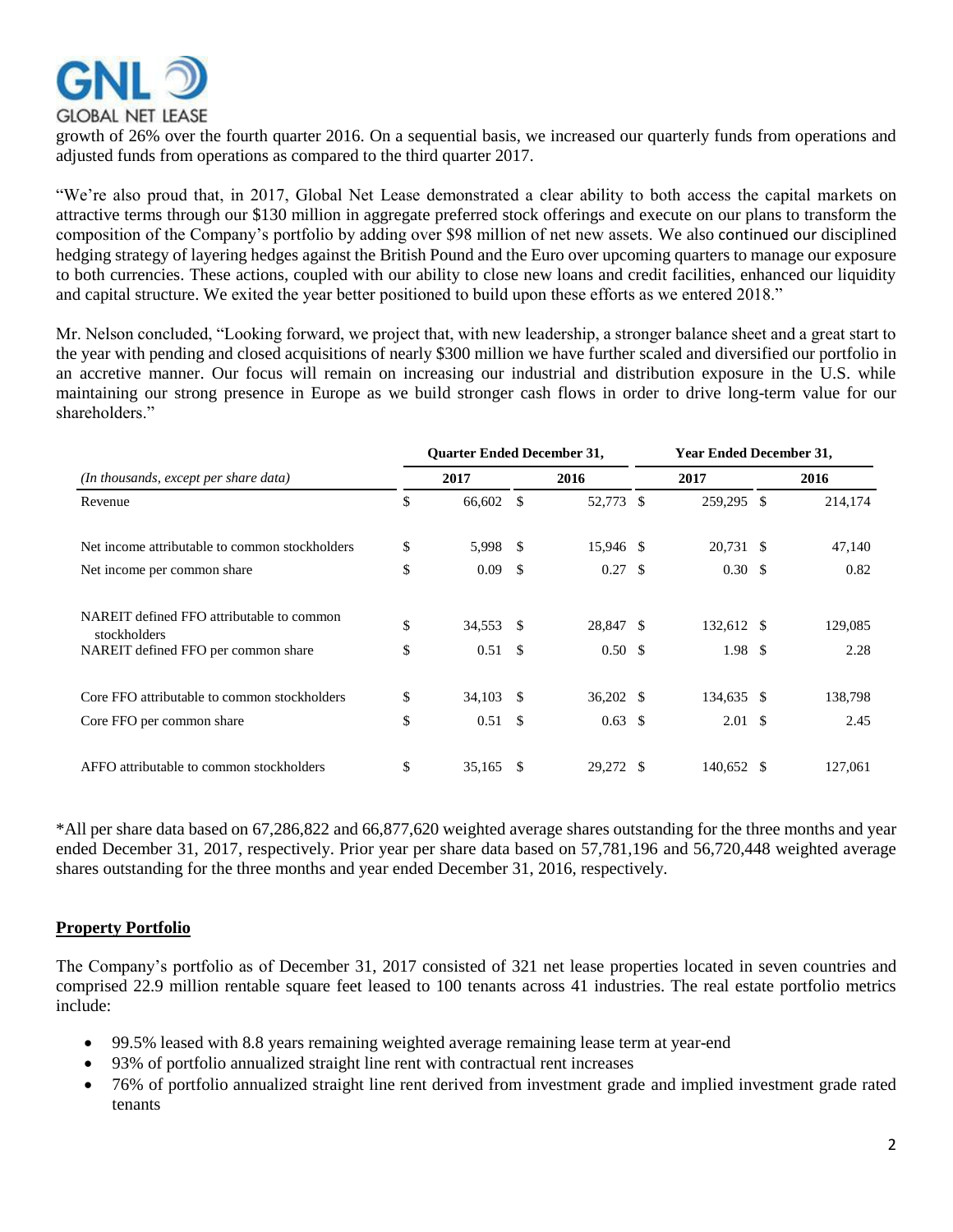growth of 26% over the fourth quarter 2016. On a sequential basis, we increased our quarterly funds from operations and adjusted funds from operations as compared to the third quarter 2017.

"We're also proud that, in 2017, Global Net Lease demonstrated a clear ability to both access the capital markets on attractive terms through our $130 million in aggregate preferred stock offerings and execute on our plans to transform the composition of the Company's portfolio by adding over $98 million of net new assets. We also continued our disciplined hedging strategy of layering hedges against the British Pound and the Euro over upcoming quarters to manage our exposure to both currencies. These actions, coupled with our ability to close new loans and credit facilities, enhanced our liquidity and capital structure. We exited the year better positioned to build upon these efforts as we entered 2018."

Mr. Nelson concluded, "Looking forward, we project that, with new leadership, a stronger balance sheet and a great start to the year with pending and closed acquisitions of nearly $300 million we have further scaled and diversified our portfolio in an accretive manner. Our focus will remain on increasing our industrial and distribution exposure in the U.S. while maintaining our strong presence in Europe as we build stronger cash flows in order to drive long-term value for our shareholders."

| | Quarter Ended December 31, | | Year Ended December 31, | |
|---|---|---|---|---|
| *(In thousands, except per share data)* | 2017 | 2016 | 2017 | 2016 |
| Revenue | $ 66,602 | $ 52,773 | $ 259,295 | $ 214,174 |
| Net income attributable to common stockholders | $ 5,998 | $ 15,946 | $ 20,731 | $ 47,140 |
| Net income per common share | $ 0.09 | $ 0.27 | $ 0.30 | $ 0.82 |
| NAREIT defined FFO attributable to common stockholders | $ 34,553 | $ 28,847 | $ 132,612 | $ 129,085 |
| NAREIT defined FFO per common share | $ 0.51 | $ 0.50 | $ 1.98 | $ 2.28 |
| Core FFO attributable to common stockholders | $ 34,103 | $ 36,202 | $ 134,635 | $ 138,798 |
| Core FFO per common share | $ 0.51 | $ 0.63 | $ 2.01 | $ 2.45 |
| AFFO attributable to common stockholders | $ 35,165 | $ 29,272 | $ 140,652 | $ 127,061 |

*All per share data based on 67,286,822 and 66,877,620 weighted average shares outstanding for the three months and year ended December 31, 2017, respectively. Prior year per share data based on 57,781,196 and 56,720,448 weighted average shares outstanding for the three months and year ended December 31, 2016, respectively.

## Property Portfolio

The Company's portfolio as of December 31, 2017 consisted of 321 net lease properties located in seven countries and comprised 22.9 million rentable square feet leased to 100 tenants across 41 industries. The real estate portfolio metrics include:

- 99.5% leased with 8.8 years remaining weighted average remaining lease term at year-end
- 93% of portfolio annualized straight line rent with contractual rent increases
- 76% of portfolio annualized straight line rent derived from investment grade and implied investment grade rated tenants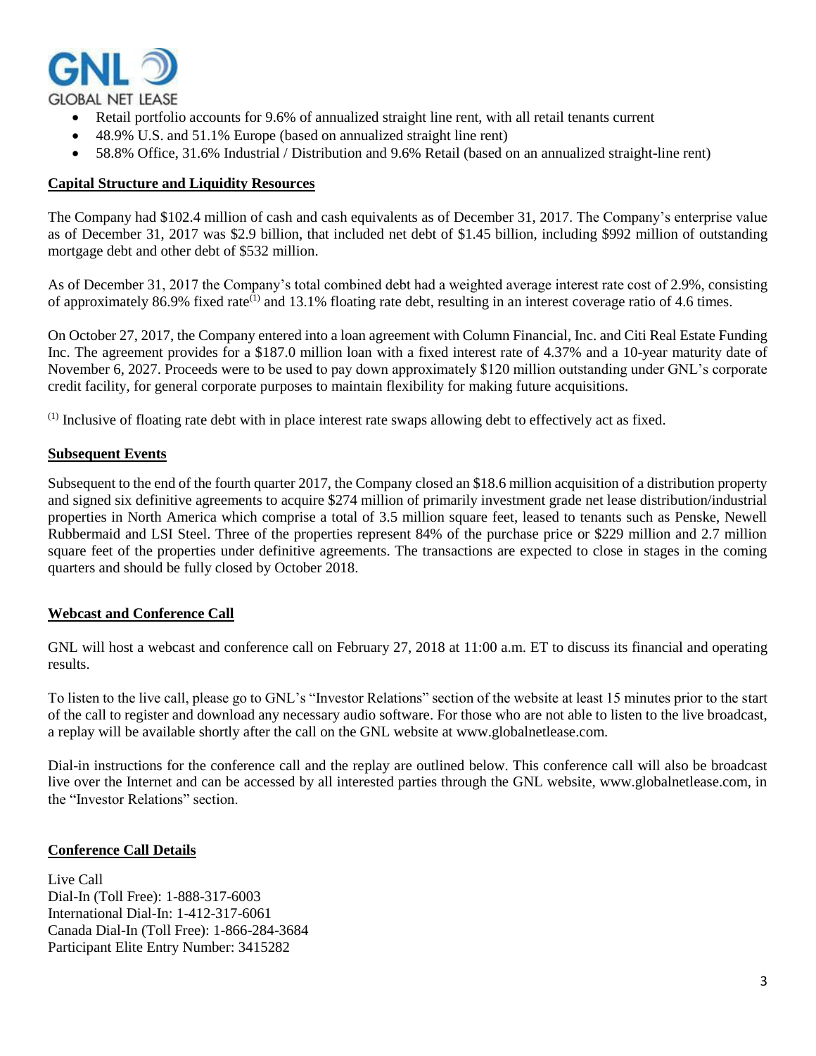- Retail portfolio accounts for 9.6% of annualized straight line rent, with all retail tenants current
- 48.9% U.S. and 51.1% Europe (based on annualized straight line rent)
- 58.8% Office, 31.6% Industrial / Distribution and 9.6% Retail (based on an annualized straight-line rent)

**Capital Structure and Liquidity Resources**

The Company had $102.4 million of cash and cash equivalents as of December 31, 2017. The Company's enterprise value as of December 31, 2017 was $2.9 billion, that included net debt of $1.45 billion, including $992 million of outstanding mortgage debt and other debt of $532 million.

As of December 31, 2017 the Company's total combined debt had a weighted average interest rate cost of 2.9%, consisting of approximately 86.9% fixed rate[1] and 13.1% floating rate debt, resulting in an interest coverage ratio of 4.6 times.

On October 27, 2017, the Company entered into a loan agreement with Column Financial, Inc. and Citi Real Estate Funding Inc. The agreement provides for a $187.0 million loan with a fixed interest rate of 4.37% and a 10-year maturity date of November 6, 2027. Proceeds were to be used to pay down approximately $120 million outstanding under GNL's corporate credit facility, for general corporate purposes to maintain flexibility for making future acquisitions.

[1] Inclusive of floating rate debt with in place interest rate swaps allowing debt to effectively act as fixed.

**Subsequent Events**

Subsequent to the end of the fourth quarter 2017, the Company closed an $18.6 million acquisition of a distribution property and signed six definitive agreements to acquire $274 million of primarily investment grade net lease distribution/industrial properties in North America which comprise a total of 3.5 million square feet, leased to tenants such as Penske, Newell Rubbermaid and LSI Steel. Three of the properties represent 84% of the purchase price or $229 million and 2.7 million square feet of the properties under definitive agreements. The transactions are expected to close in stages in the coming quarters and should be fully closed by October 2018.

**Webcast and Conference Call**

GNL will host a webcast and conference call on February 27, 2018 at 11:00 a.m. ET to discuss its financial and operating results.

To listen to the live call, please go to GNL's "Investor Relations" section of the website at least 15 minutes prior to the start of the call to register and download any necessary audio software. For those who are not able to listen to the live broadcast, a replay will be available shortly after the call on the GNL website at www.globalnetlease.com.

Dial-in instructions for the conference call and the replay are outlined below. This conference call will also be broadcast live over the Internet and can be accessed by all interested parties through the GNL website, www.globalnetlease.com, in the "Investor Relations" section.

**Conference Call Details**

Live Call
Dial-In (Toll Free): 1-888-317-6003
International Dial-In: 1-412-317-6061
Canada Dial-In (Toll Free): 1-866-284-3684
Participant Elite Entry Number: 3415282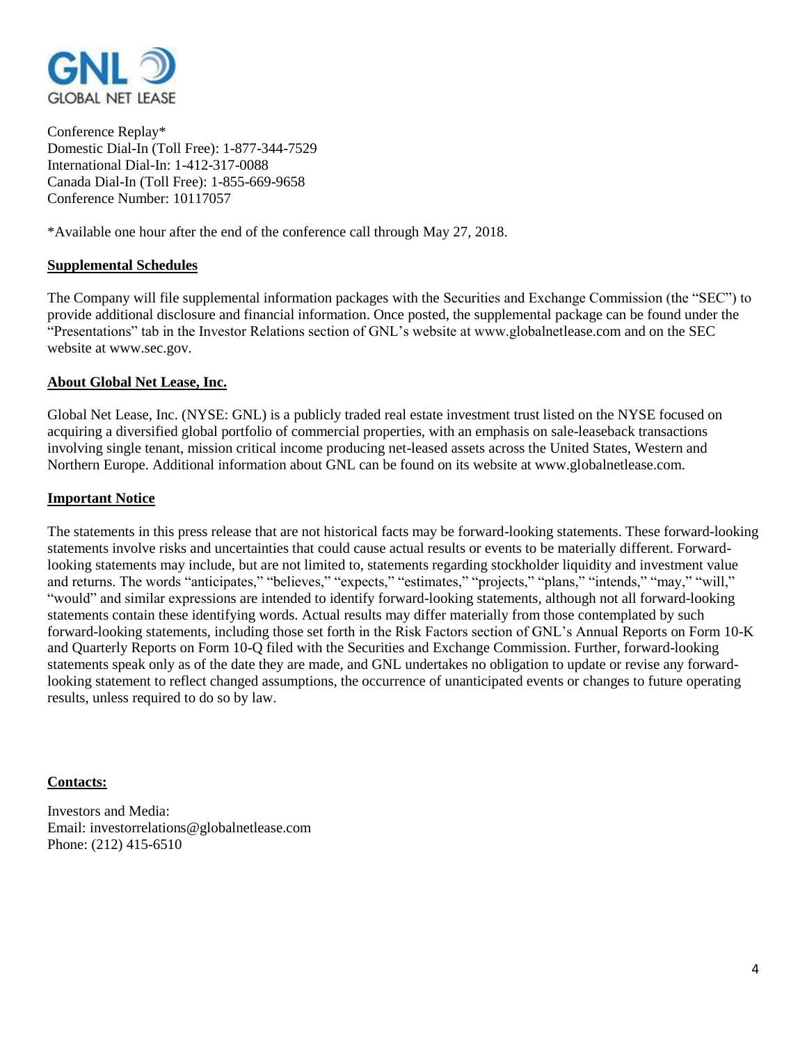GNL GLOBAL NET LEASE

Conference Replay*
Domestic Dial-In (Toll Free): 1-877-344-7529
International Dial-In: 1-412-317-0088
Canada Dial-In (Toll Free): 1-855-669-9658
Conference Number: 10117057

*Available one hour after the end of the conference call through May 27, 2018.

**Supplemental Schedules**

The Company will file supplemental information packages with the Securities and Exchange Commission (the "SEC") to provide additional disclosure and financial information. Once posted, the supplemental package can be found under the "Presentations" tab in the Investor Relations section of GNL's website at www.globalnetlease.com and on the SEC website at www.sec.gov.

**About Global Net Lease, Inc.**

Global Net Lease, Inc. (NYSE: GNL) is a publicly traded real estate investment trust listed on the NYSE focused on acquiring a diversified global portfolio of commercial properties, with an emphasis on sale-leaseback transactions involving single tenant, mission critical income producing net-leased assets across the United States, Western and Northern Europe. Additional information about GNL can be found on its website at www.globalnetlease.com.

**Important Notice**

The statements in this press release that are not historical facts may be forward-looking statements. These forward-looking statements involve risks and uncertainties that could cause actual results or events to be materially different. Forward-looking statements may include, but are not limited to, statements regarding stockholder liquidity and investment value and returns. The words "anticipates," "believes," "expects," "estimates," "projects," "plans," "intends," "may," "will," "would" and similar expressions are intended to identify forward-looking statements, although not all forward-looking statements contain these identifying words. Actual results may differ materially from those contemplated by such forward-looking statements, including those set forth in the Risk Factors section of GNL's Annual Reports on Form 10-K and Quarterly Reports on Form 10-Q filed with the Securities and Exchange Commission. Further, forward-looking statements speak only as of the date they are made, and GNL undertakes no obligation to update or revise any forward-looking statement to reflect changed assumptions, the occurrence of unanticipated events or changes to future operating results, unless required to do so by law.

**Contacts:**

Investors and Media:
Email: investorrelations@globalnetlease.com
Phone: (212) 415-6510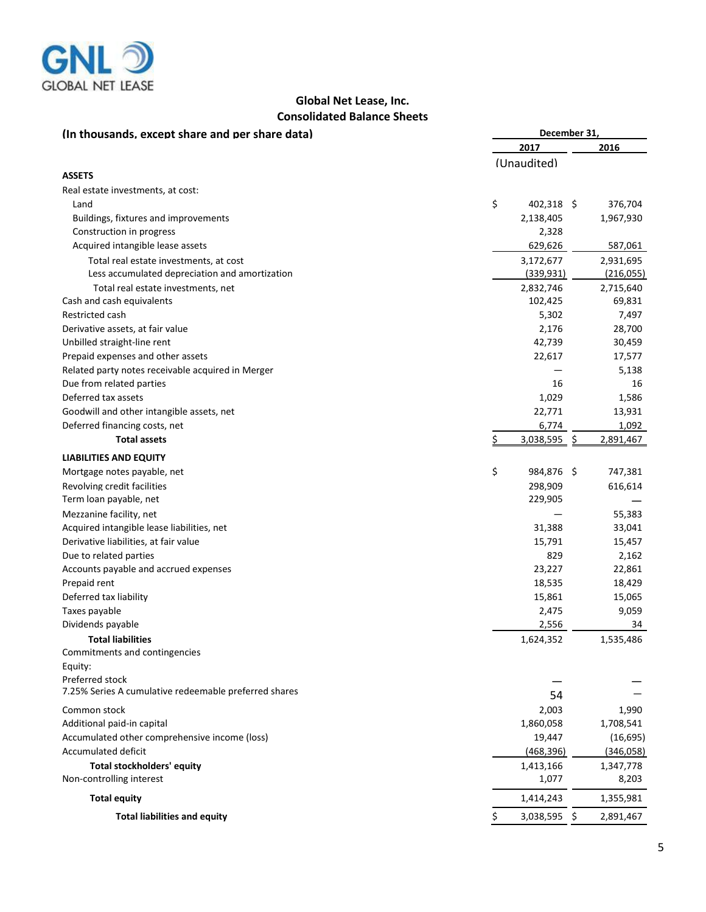GNL GLOBAL NET LEASE

# Global Net Lease, Inc.
## Consolidated Balance Sheets

**(In thousands, except share and per share data)**

| | December 31, 2017 (Unaudited) | December 31, 2016 |
|---|---|---|
| **ASSETS** | | |
| Real estate investments, at cost: | | |
| Land | $ 402,318 | $ 376,704 |
| Buildings, fixtures and improvements | 2,138,405 | 1,967,930 |
| Construction in progress | 2,328 | |
| Acquired intangible lease assets | 629,626 | 587,061 |
| Total real estate investments, at cost | 3,172,677 | 2,931,695 |
| Less accumulated depreciation and amortization | (339,931) | (216,055) |
| Total real estate investments, net | 2,832,746 | 2,715,640 |
| Cash and cash equivalents | 102,425 | 69,831 |
| Restricted cash | 5,302 | 7,497 |
| Derivative assets, at fair value | 2,176 | 28,700 |
| Unbilled straight-line rent | 42,739 | 30,459 |
| Prepaid expenses and other assets | 22,617 | 17,577 |
| Related party notes receivable acquired in Merger | — | 5,138 |
| Due from related parties | 16 | 16 |
| Deferred tax assets | 1,029 | 1,586 |
| Goodwill and other intangible assets, net | 22,771 | 13,931 |
| Deferred financing costs, net | 6,774 | 1,092 |
| **Total assets** | $ 3,038,595 | $ 2,891,467 |
| **LIABILITIES AND EQUITY** | | |
| Mortgage notes payable, net | $ 984,876 | $ 747,381 |
| Revolving credit facilities | 298,909 | 616,614 |
| Term loan payable, net | 229,905 | — |
| Mezzanine facility, net | — | 55,383 |
| Acquired intangible lease liabilities, net | 31,388 | 33,041 |
| Derivative liabilities, at fair value | 15,791 | 15,457 |
| Due to related parties | 829 | 2,162 |
| Accounts payable and accrued expenses | 23,227 | 22,861 |
| Prepaid rent | 18,535 | 18,429 |
| Deferred tax liability | 15,861 | 15,065 |
| Taxes payable | 2,475 | 9,059 |
| Dividends payable | 2,556 | 34 |
| **Total liabilities** | 1,624,352 | 1,535,486 |
| Commitments and contingencies | | |
| Equity: | | |
| Preferred stock | — | — |
| 7.25% Series A cumulative redeemable preferred shares | 54 | — |
| Common stock | 2,003 | 1,990 |
| Additional paid-in capital | 1,860,058 | 1,708,541 |
| Accumulated other comprehensive income (loss) | 19,447 | (16,695) |
| Accumulated deficit | (468,396) | (346,058) |
| **Total stockholders' equity** | 1,413,166 | 1,347,778 |
| Non-controlling interest | 1,077 | 8,203 |
| **Total equity** | 1,414,243 | 1,355,981 |
| **Total liabilities and equity** | $ 3,038,595 | $ 2,891,467 |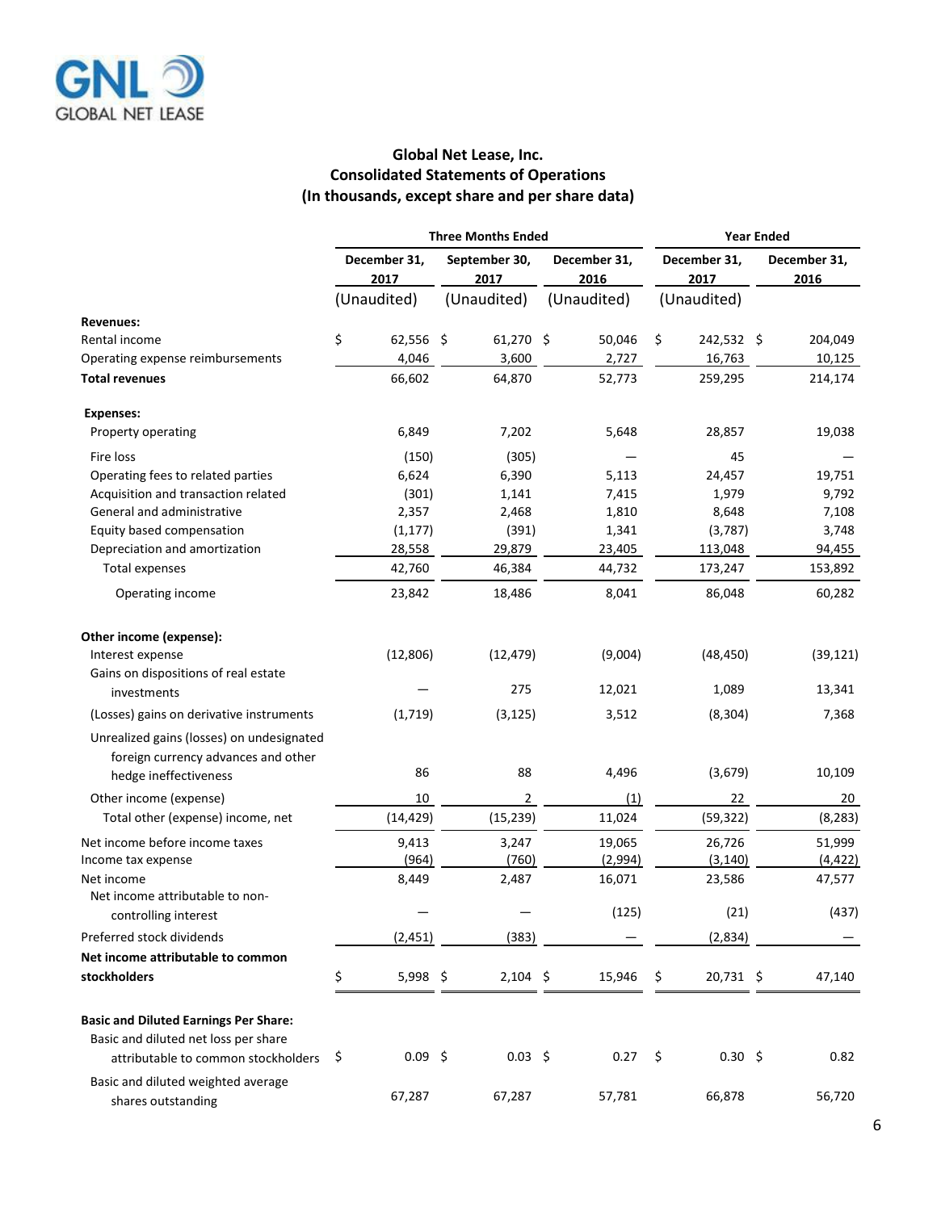GNL GLOBAL NET LEASE

## Global Net Lease, Inc.
## Consolidated Statements of Operations
## (In thousands, except share and per share data)

| | Three Months Ended | | | Year Ended | |
|---|---|---|---|---|---|
| | December 31, 2017 | September 30, 2017 | December 31, 2016 | December 31, 2017 | December 31, 2016 |
| | (Unaudited) | (Unaudited) | (Unaudited) | (Unaudited) | |
| **Revenues:** | | | | | |
| Rental income | $ 62,556 | $ 61,270 | $ 50,046 | $ 242,532 | $ 204,049 |
| Operating expense reimbursements | 4,046 | 3,600 | 2,727 | 16,763 | 10,125 |
| **Total revenues** | 66,602 | 64,870 | 52,773 | 259,295 | 214,174 |
| **Expenses:** | | | | | |
| Property operating | 6,849 | 7,202 | 5,648 | 28,857 | 19,038 |
| Fire loss | (150) | (305) | — | 45 | — |
| Operating fees to related parties | 6,624 | 6,390 | 5,113 | 24,457 | 19,751 |
| Acquisition and transaction related | (301) | 1,141 | 7,415 | 1,979 | 9,792 |
| General and administrative | 2,357 | 2,468 | 1,810 | 8,648 | 7,108 |
| Equity based compensation | (1,177) | (391) | 1,341 | (3,787) | 3,748 |
| Depreciation and amortization | 28,558 | 29,879 | 23,405 | 113,048 | 94,455 |
| Total expenses | 42,760 | 46,384 | 44,732 | 173,247 | 153,892 |
| Operating income | 23,842 | 18,486 | 8,041 | 86,048 | 60,282 |
| **Other income (expense):** | | | | | |
| Interest expense | (12,806) | (12,479) | (9,004) | (48,450) | (39,121) |
| Gains on dispositions of real estate investments | — | 275 | 12,021 | 1,089 | 13,341 |
| (Losses) gains on derivative instruments | (1,719) | (3,125) | 3,512 | (8,304) | 7,368 |
| Unrealized gains (losses) on undesignated foreign currency advances and other hedge ineffectiveness | 86 | 88 | 4,496 | (3,679) | 10,109 |
| Other income (expense) | 10 | 2 | (1) | 22 | 20 |
| Total other (expense) income, net | (14,429) | (15,239) | 11,024 | (59,322) | (8,283) |
| Net income before income taxes | 9,413 | 3,247 | 19,065 | 26,726 | 51,999 |
| Income tax expense | (964) | (760) | (2,994) | (3,140) | (4,422) |
| Net income | 8,449 | 2,487 | 16,071 | 23,586 | 47,577 |
| Net income attributable to non-controlling interest | — | — | (125) | (21) | (437) |
| Preferred stock dividends | (2,451) | (383) | — | (2,834) | — |
| **Net income attributable to common stockholders** | $ 5,998 | $ 2,104 | $ 15,946 | $ 20,731 | $ 47,140 |
| **Basic and Diluted Earnings Per Share:** | | | | | |
| Basic and diluted net loss per share attributable to common stockholders | $ 0.09 | $ 0.03 | $ 0.27 | $ 0.30 | $ 0.82 |
| Basic and diluted weighted average shares outstanding | 67,287 | 67,287 | 57,781 | 66,878 | 56,720 |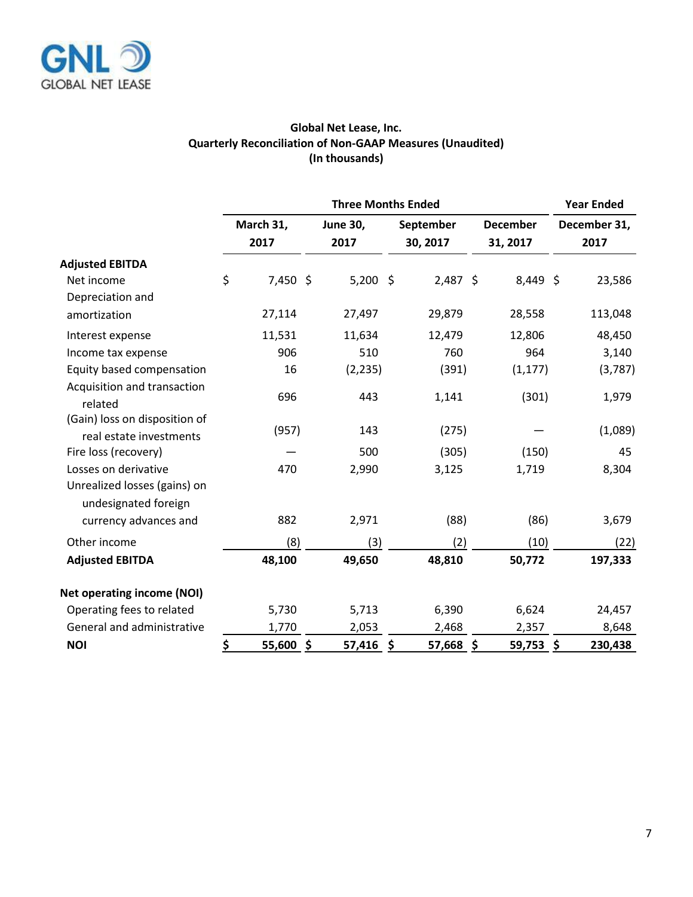**Global Net Lease, Inc.**
**Quarterly Reconciliation of Non-GAAP Measures (Unaudited)**
**(In thousands)**

| | Three Months Ended | | | | Year Ended |
|---|---|---|---|---|---|
| | March 31, 2017 | June 30, 2017 | September 30, 2017 | December 31, 2017 | December 31, 2017 |
| **Adjusted EBITDA** | | | | | |
| Net income | $ 7,450 | $ 5,200 | $ 2,487 | $ 8,449 | $ 23,586 |
| Depreciation and amortization | 27,114 | 27,497 | 29,879 | 28,558 | 113,048 |
| Interest expense | 11,531 | 11,634 | 12,479 | 12,806 | 48,450 |
| Income tax expense | 906 | 510 | 760 | 964 | 3,140 |
| Equity based compensation | 16 | (2,235) | (391) | (1,177) | (3,787) |
| Acquisition and transaction related | 696 | 443 | 1,141 | (301) | 1,979 |
| (Gain) loss on disposition of real estate investments | (957) | 143 | (275) | — | (1,089) |
| Fire loss (recovery) | — | 500 | (305) | (150) | 45 |
| Losses on derivative | 470 | 2,990 | 3,125 | 1,719 | 8,304 |
| Unrealized losses (gains) on undesignated foreign currency advances and | 882 | 2,971 | (88) | (86) | 3,679 |
| Other income | (8) | (3) | (2) | (10) | (22) |
| **Adjusted EBITDA** | **48,100** | **49,650** | **48,810** | **50,772** | **197,333** |
| **Net operating income (NOI)** | | | | | |
| Operating fees to related | 5,730 | 5,713 | 6,390 | 6,624 | 24,457 |
| General and administrative | 1,770 | 2,053 | 2,468 | 2,357 | 8,648 |
| **NOI** | **$ 55,600** | **$ 57,416** | **$ 57,668** | **$ 59,753** | **$ 230,438** |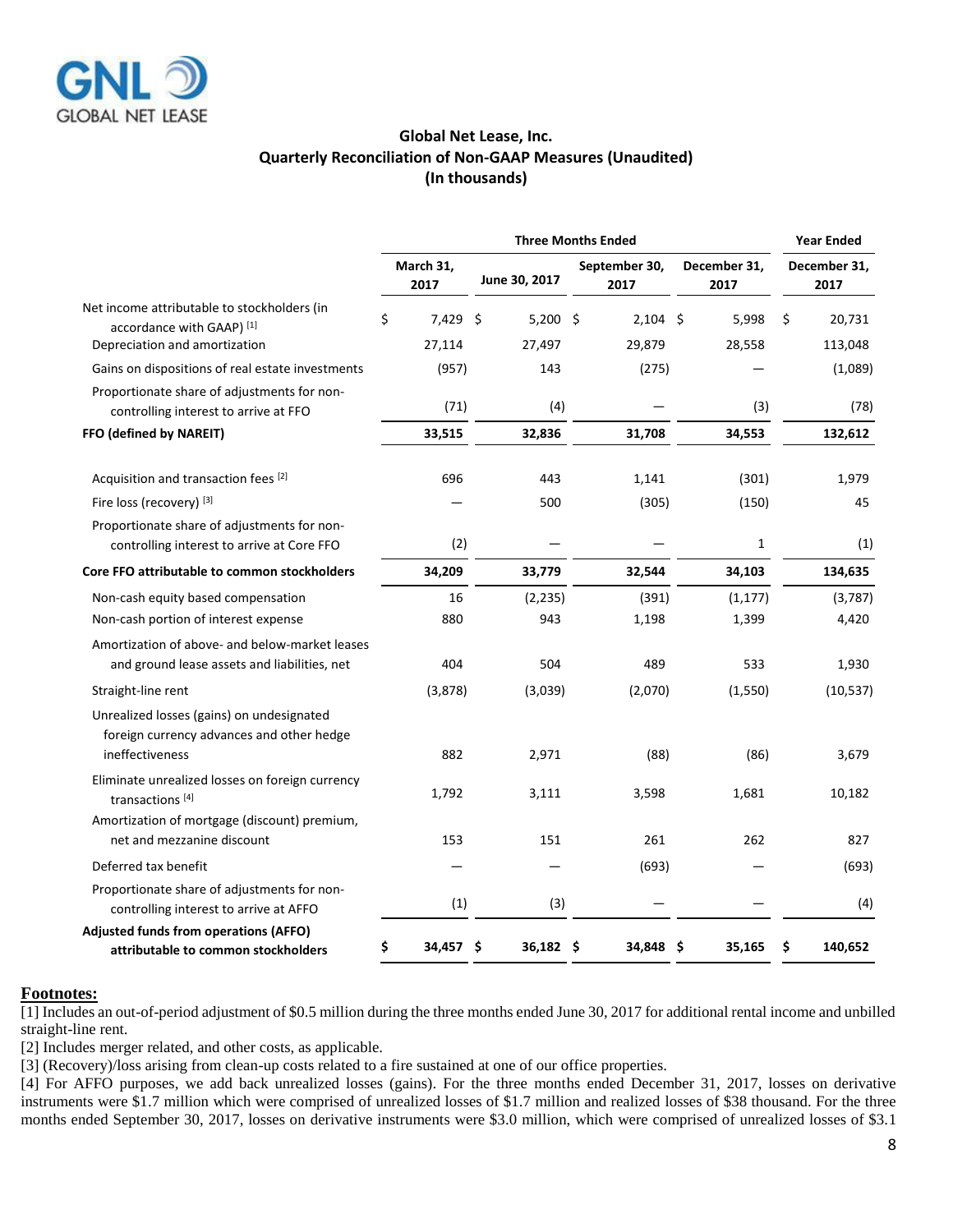## Global Net Lease, Inc.
## Quarterly Reconciliation of Non-GAAP Measures (Unaudited)
## (In thousands)

| | Three Months Ended | | | | Year Ended |
|---|---|---|---|---|---|
| | March 31, 2017 | June 30, 2017 | September 30, 2017 | December 31, 2017 | December 31, 2017 |
| Net income attributable to stockholders (in accordance with GAAP) [1] | $ 7,429 | $ 5,200 | $ 2,104 | $ 5,998 | $ 20,731 |
| Depreciation and amortization | 27,114 | 27,497 | 29,879 | 28,558 | 113,048 |
| Gains on dispositions of real estate investments | (957) | 143 | (275) | — | (1,089) |
| Proportionate share of adjustments for non-controlling interest to arrive at FFO | (71) | (4) | — | (3) | (78) |
| **FFO (defined by NAREIT)** | **33,515** | **32,836** | **31,708** | **34,553** | **132,612** |
| Acquisition and transaction fees [2] | 696 | 443 | 1,141 | (301) | 1,979 |
| Fire loss (recovery) [3] | — | 500 | (305) | (150) | 45 |
| Proportionate share of adjustments for non-controlling interest to arrive at Core FFO | (2) | — | — | 1 | (1) |
| **Core FFO attributable to common stockholders** | **34,209** | **33,779** | **32,544** | **34,103** | **134,635** |
| Non-cash equity based compensation | 16 | (2,235) | (391) | (1,177) | (3,787) |
| Non-cash portion of interest expense | 880 | 943 | 1,198 | 1,399 | 4,420 |
| Amortization of above- and below-market leases and ground lease assets and liabilities, net | 404 | 504 | 489 | 533 | 1,930 |
| Straight-line rent | (3,878) | (3,039) | (2,070) | (1,550) | (10,537) |
| Unrealized losses (gains) on undesignated foreign currency advances and other hedge ineffectiveness | 882 | 2,971 | (88) | (86) | 3,679 |
| Eliminate unrealized losses on foreign currency transactions [4] | 1,792 | 3,111 | 3,598 | 1,681 | 10,182 |
| Amortization of mortgage (discount) premium, net and mezzanine discount | 153 | 151 | 261 | 262 | 827 |
| Deferred tax benefit | — | — | (693) | — | (693) |
| Proportionate share of adjustments for non-controlling interest to arrive at AFFO | (1) | (3) | — | — | (4) |
| **Adjusted funds from operations (AFFO) attributable to common stockholders** | **$ 34,457** | **$ 36,182** | **$ 34,848** | **$ 35,165** | **$ 140,652** |

**Footnotes:**

[1] Includes an out-of-period adjustment of $0.5 million during the three months ended June 30, 2017 for additional rental income and unbilled straight-line rent.

[2] Includes merger related, and other costs, as applicable.

[3] (Recovery)/loss arising from clean-up costs related to a fire sustained at one of our office properties.

[4] For AFFO purposes, we add back unrealized losses (gains). For the three months ended December 31, 2017, losses on derivative instruments were $1.7 million which were comprised of unrealized losses of $1.7 million and realized losses of $38 thousand. For the three months ended September 30, 2017, losses on derivative instruments were $3.0 million, which were comprised of unrealized losses of $3.1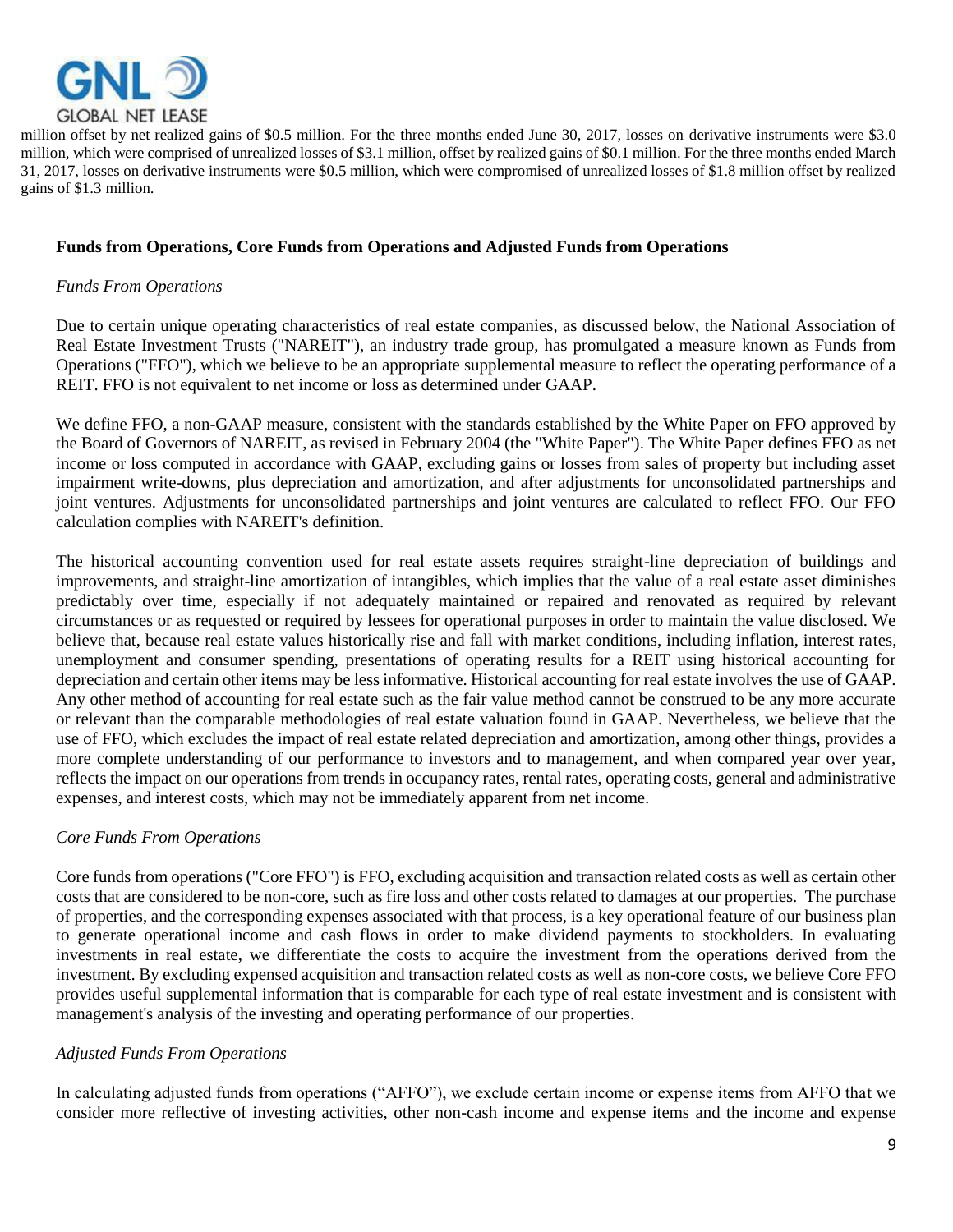million offset by net realized gains of $0.5 million. For the three months ended June 30, 2017, losses on derivative instruments were $3.0 million, which were comprised of unrealized losses of $3.1 million, offset by realized gains of $0.1 million. For the three months ended March 31, 2017, losses on derivative instruments were $0.5 million, which were compromised of unrealized losses of $1.8 million offset by realized gains of $1.3 million.

**Funds from Operations, Core Funds from Operations and Adjusted Funds from Operations**

*Funds From Operations*

Due to certain unique operating characteristics of real estate companies, as discussed below, the National Association of Real Estate Investment Trusts ("NAREIT"), an industry trade group, has promulgated a measure known as Funds from Operations ("FFO"), which we believe to be an appropriate supplemental measure to reflect the operating performance of a REIT. FFO is not equivalent to net income or loss as determined under GAAP.

We define FFO, a non-GAAP measure, consistent with the standards established by the White Paper on FFO approved by the Board of Governors of NAREIT, as revised in February 2004 (the "White Paper"). The White Paper defines FFO as net income or loss computed in accordance with GAAP, excluding gains or losses from sales of property but including asset impairment write-downs, plus depreciation and amortization, and after adjustments for unconsolidated partnerships and joint ventures. Adjustments for unconsolidated partnerships and joint ventures are calculated to reflect FFO. Our FFO calculation complies with NAREIT's definition.

The historical accounting convention used for real estate assets requires straight-line depreciation of buildings and improvements, and straight-line amortization of intangibles, which implies that the value of a real estate asset diminishes predictably over time, especially if not adequately maintained or repaired and renovated as required by relevant circumstances or as requested or required by lessees for operational purposes in order to maintain the value disclosed. We believe that, because real estate values historically rise and fall with market conditions, including inflation, interest rates, unemployment and consumer spending, presentations of operating results for a REIT using historical accounting for depreciation and certain other items may be less informative. Historical accounting for real estate involves the use of GAAP. Any other method of accounting for real estate such as the fair value method cannot be construed to be any more accurate or relevant than the comparable methodologies of real estate valuation found in GAAP. Nevertheless, we believe that the use of FFO, which excludes the impact of real estate related depreciation and amortization, among other things, provides a more complete understanding of our performance to investors and to management, and when compared year over year, reflects the impact on our operations from trends in occupancy rates, rental rates, operating costs, general and administrative expenses, and interest costs, which may not be immediately apparent from net income.

*Core Funds From Operations*

Core funds from operations ("Core FFO") is FFO, excluding acquisition and transaction related costs as well as certain other costs that are considered to be non-core, such as fire loss and other costs related to damages at our properties. The purchase of properties, and the corresponding expenses associated with that process, is a key operational feature of our business plan to generate operational income and cash flows in order to make dividend payments to stockholders. In evaluating investments in real estate, we differentiate the costs to acquire the investment from the operations derived from the investment. By excluding expensed acquisition and transaction related costs as well as non-core costs, we believe Core FFO provides useful supplemental information that is comparable for each type of real estate investment and is consistent with management's analysis of the investing and operating performance of our properties.

*Adjusted Funds From Operations*

In calculating adjusted funds from operations ("AFFO"), we exclude certain income or expense items from AFFO that we consider more reflective of investing activities, other non-cash income and expense items and the income and expense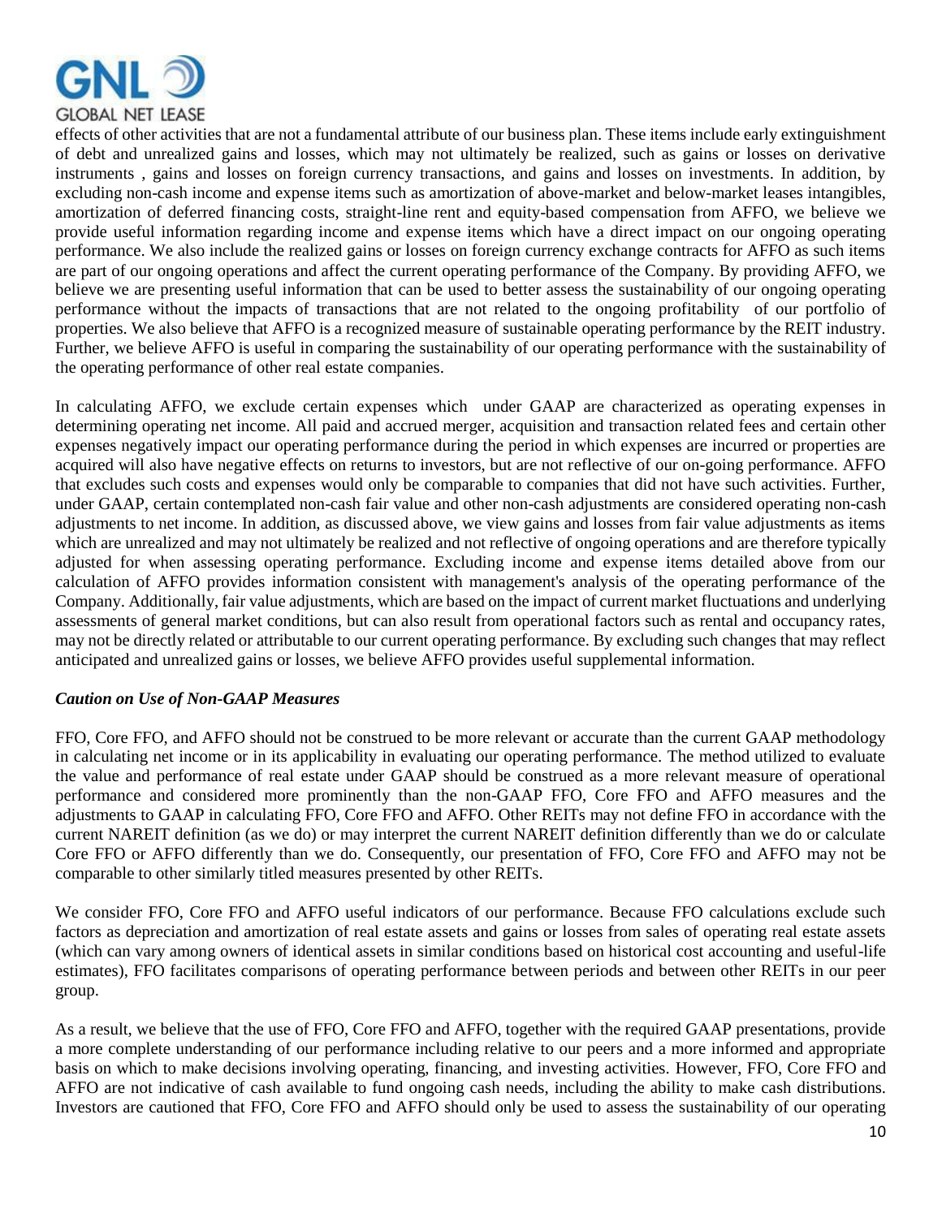effects of other activities that are not a fundamental attribute of our business plan. These items include early extinguishment of debt and unrealized gains and losses, which may not ultimately be realized, such as gains or losses on derivative instruments , gains and losses on foreign currency transactions, and gains and losses on investments. In addition, by excluding non-cash income and expense items such as amortization of above-market and below-market leases intangibles, amortization of deferred financing costs, straight-line rent and equity-based compensation from AFFO, we believe we provide useful information regarding income and expense items which have a direct impact on our ongoing operating performance. We also include the realized gains or losses on foreign currency exchange contracts for AFFO as such items are part of our ongoing operations and affect the current operating performance of the Company. By providing AFFO, we believe we are presenting useful information that can be used to better assess the sustainability of our ongoing operating performance without the impacts of transactions that are not related to the ongoing profitability of our portfolio of properties. We also believe that AFFO is a recognized measure of sustainable operating performance by the REIT industry. Further, we believe AFFO is useful in comparing the sustainability of our operating performance with the sustainability of the operating performance of other real estate companies.

In calculating AFFO, we exclude certain expenses which under GAAP are characterized as operating expenses in determining operating net income. All paid and accrued merger, acquisition and transaction related fees and certain other expenses negatively impact our operating performance during the period in which expenses are incurred or properties are acquired will also have negative effects on returns to investors, but are not reflective of our on-going performance. AFFO that excludes such costs and expenses would only be comparable to companies that did not have such activities. Further, under GAAP, certain contemplated non-cash fair value and other non-cash adjustments are considered operating non-cash adjustments to net income. In addition, as discussed above, we view gains and losses from fair value adjustments as items which are unrealized and may not ultimately be realized and not reflective of ongoing operations and are therefore typically adjusted for when assessing operating performance. Excluding income and expense items detailed above from our calculation of AFFO provides information consistent with management's analysis of the operating performance of the Company. Additionally, fair value adjustments, which are based on the impact of current market fluctuations and underlying assessments of general market conditions, but can also result from operational factors such as rental and occupancy rates, may not be directly related or attributable to our current operating performance. By excluding such changes that may reflect anticipated and unrealized gains or losses, we believe AFFO provides useful supplemental information.

***Caution on Use of Non-GAAP Measures***

FFO, Core FFO, and AFFO should not be construed to be more relevant or accurate than the current GAAP methodology in calculating net income or in its applicability in evaluating our operating performance. The method utilized to evaluate the value and performance of real estate under GAAP should be construed as a more relevant measure of operational performance and considered more prominently than the non-GAAP FFO, Core FFO and AFFO measures and the adjustments to GAAP in calculating FFO, Core FFO and AFFO. Other REITs may not define FFO in accordance with the current NAREIT definition (as we do) or may interpret the current NAREIT definition differently than we do or calculate Core FFO or AFFO differently than we do. Consequently, our presentation of FFO, Core FFO and AFFO may not be comparable to other similarly titled measures presented by other REITs.

We consider FFO, Core FFO and AFFO useful indicators of our performance. Because FFO calculations exclude such factors as depreciation and amortization of real estate assets and gains or losses from sales of operating real estate assets (which can vary among owners of identical assets in similar conditions based on historical cost accounting and useful-life estimates), FFO facilitates comparisons of operating performance between periods and between other REITs in our peer group.

As a result, we believe that the use of FFO, Core FFO and AFFO, together with the required GAAP presentations, provide a more complete understanding of our performance including relative to our peers and a more informed and appropriate basis on which to make decisions involving operating, financing, and investing activities. However, FFO, Core FFO and AFFO are not indicative of cash available to fund ongoing cash needs, including the ability to make cash distributions. Investors are cautioned that FFO, Core FFO and AFFO should only be used to assess the sustainability of our operating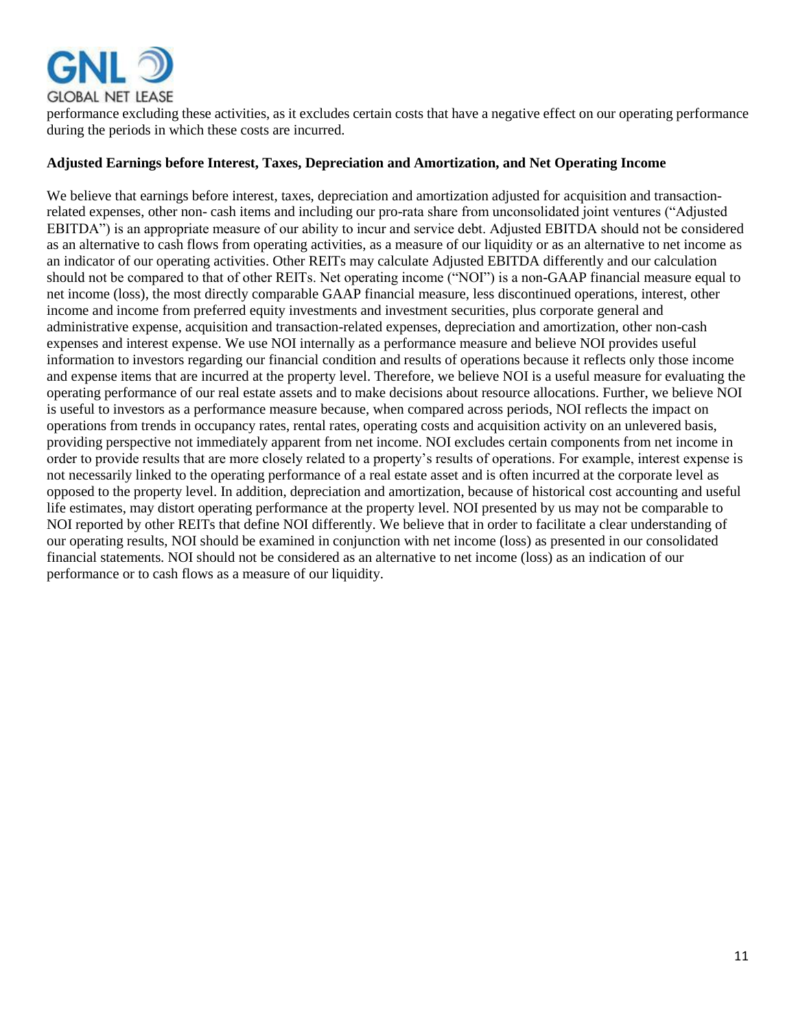performance excluding these activities, as it excludes certain costs that have a negative effect on our operating performance during the periods in which these costs are incurred.

**Adjusted Earnings before Interest, Taxes, Depreciation and Amortization, and Net Operating Income**

We believe that earnings before interest, taxes, depreciation and amortization adjusted for acquisition and transaction-related expenses, other non- cash items and including our pro-rata share from unconsolidated joint ventures ("Adjusted EBITDA") is an appropriate measure of our ability to incur and service debt. Adjusted EBITDA should not be considered as an alternative to cash flows from operating activities, as a measure of our liquidity or as an alternative to net income as an indicator of our operating activities. Other REITs may calculate Adjusted EBITDA differently and our calculation should not be compared to that of other REITs. Net operating income ("NOI") is a non-GAAP financial measure equal to net income (loss), the most directly comparable GAAP financial measure, less discontinued operations, interest, other income and income from preferred equity investments and investment securities, plus corporate general and administrative expense, acquisition and transaction-related expenses, depreciation and amortization, other non-cash expenses and interest expense. We use NOI internally as a performance measure and believe NOI provides useful information to investors regarding our financial condition and results of operations because it reflects only those income and expense items that are incurred at the property level. Therefore, we believe NOI is a useful measure for evaluating the operating performance of our real estate assets and to make decisions about resource allocations. Further, we believe NOI is useful to investors as a performance measure because, when compared across periods, NOI reflects the impact on operations from trends in occupancy rates, rental rates, operating costs and acquisition activity on an unlevered basis, providing perspective not immediately apparent from net income. NOI excludes certain components from net income in order to provide results that are more closely related to a property's results of operations. For example, interest expense is not necessarily linked to the operating performance of a real estate asset and is often incurred at the corporate level as opposed to the property level. In addition, depreciation and amortization, because of historical cost accounting and useful life estimates, may distort operating performance at the property level. NOI presented by us may not be comparable to NOI reported by other REITs that define NOI differently. We believe that in order to facilitate a clear understanding of our operating results, NOI should be examined in conjunction with net income (loss) as presented in our consolidated financial statements. NOI should not be considered as an alternative to net income (loss) as an indication of our performance or to cash flows as a measure of our liquidity.